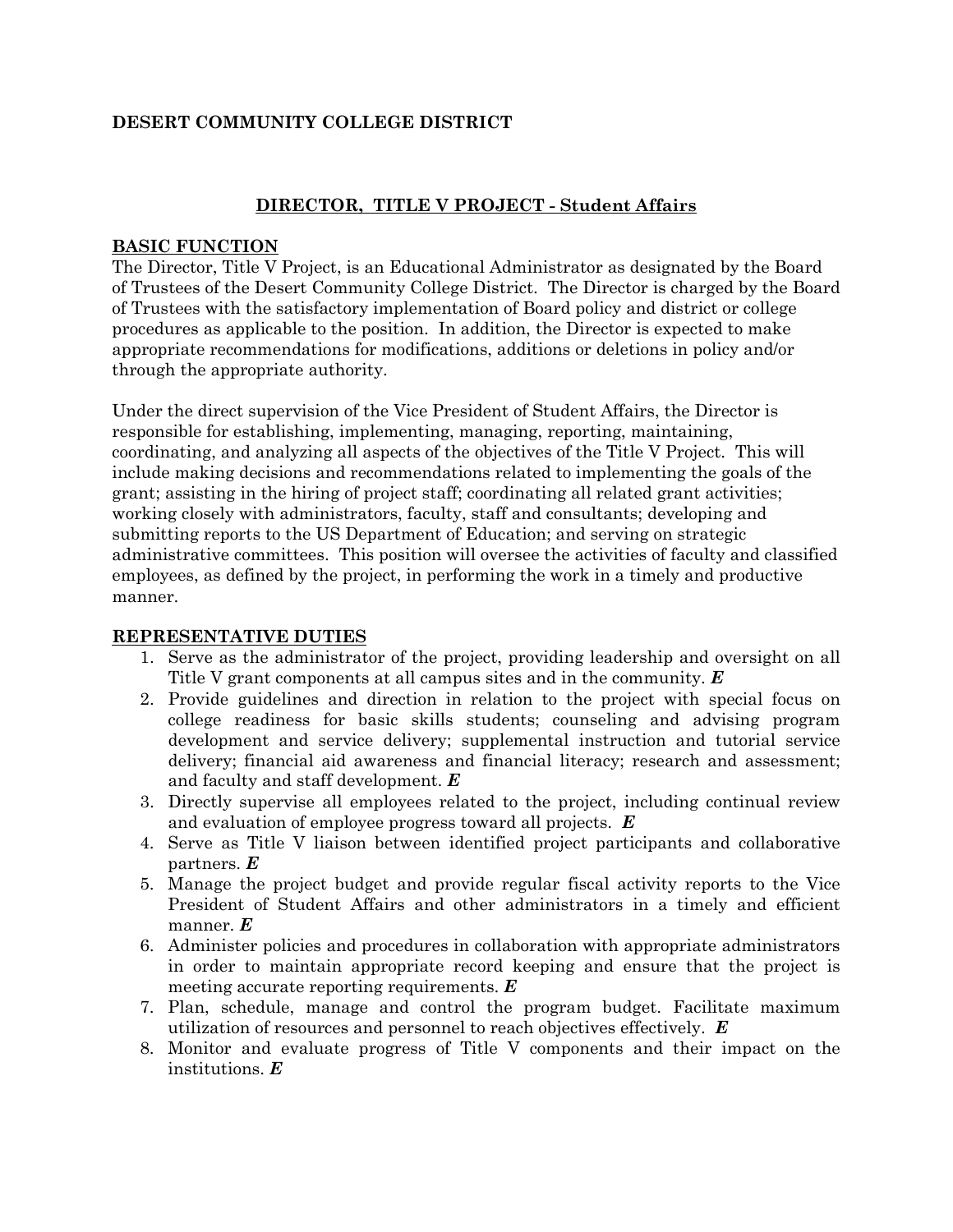**DESERT COMMUNITY COLLEGE DISTRICT**

## DIRECTOR, TITLE V PROJECT - Student Affairs

### BASIC FUNCTION

The Director, Title V Project, is an Educational Administrator as designated by the Board of Trustees of the Desert Community College District. The Director is charged by the Board of Trustees with the satisfactory implementation of Board policy and district or college procedures as applicable to the position. In addition, the Director is expected to make appropriate recommendations for modifications, additions or deletions in policy and/or through the appropriate authority.

Under the direct supervision of the Vice President of Student Affairs, the Director is responsible for establishing, implementing, managing, reporting, maintaining, coordinating, and analyzing all aspects of the objectives of the Title V Project. This will include making decisions and recommendations related to implementing the goals of the grant; assisting in the hiring of project staff; coordinating all related grant activities; working closely with administrators, faculty, staff and consultants; developing and submitting reports to the US Department of Education; and serving on strategic administrative committees. This position will oversee the activities of faculty and classified employees, as defined by the project, in performing the work in a timely and productive manner.

### REPRESENTATIVE DUTIES

1. Serve as the administrator of the project, providing leadership and oversight on all Title V grant components at all campus sites and in the community. ***E***
2. Provide guidelines and direction in relation to the project with special focus on college readiness for basic skills students; counseling and advising program development and service delivery; supplemental instruction and tutorial service delivery; financial aid awareness and financial literacy; research and assessment; and faculty and staff development. ***E***
3. Directly supervise all employees related to the project, including continual review and evaluation of employee progress toward all projects. ***E***
4. Serve as Title V liaison between identified project participants and collaborative partners. ***E***
5. Manage the project budget and provide regular fiscal activity reports to the Vice President of Student Affairs and other administrators in a timely and efficient manner. ***E***
6. Administer policies and procedures in collaboration with appropriate administrators in order to maintain appropriate record keeping and ensure that the project is meeting accurate reporting requirements. ***E***
7. Plan, schedule, manage and control the program budget. Facilitate maximum utilization of resources and personnel to reach objectives effectively. ***E***
8. Monitor and evaluate progress of Title V components and their impact on the institutions. ***E***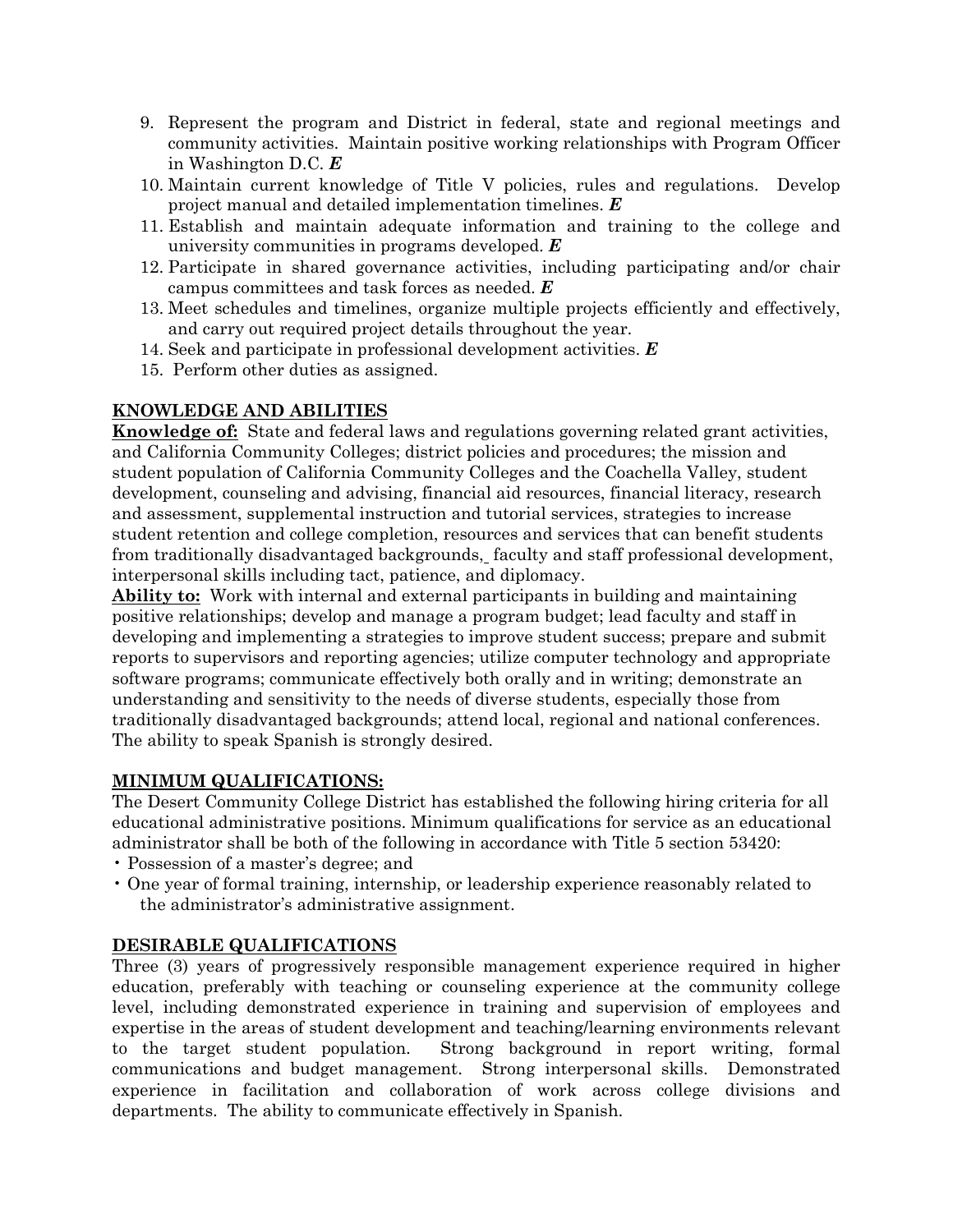9. Represent the program and District in federal, state and regional meetings and community activities. Maintain positive working relationships with Program Officer in Washington D.C. ***E***
10. Maintain current knowledge of Title V policies, rules and regulations. Develop project manual and detailed implementation timelines. ***E***
11. Establish and maintain adequate information and training to the college and university communities in programs developed. ***E***
12. Participate in shared governance activities, including participating and/or chair campus committees and task forces as needed. ***E***
13. Meet schedules and timelines, organize multiple projects efficiently and effectively, and carry out required project details throughout the year.
14. Seek and participate in professional development activities. ***E***
15. Perform other duties as assigned.

## KNOWLEDGE AND ABILITIES

**Knowledge of:** State and federal laws and regulations governing related grant activities, and California Community Colleges; district policies and procedures; the mission and student population of California Community Colleges and the Coachella Valley, student development, counseling and advising, financial aid resources, financial literacy, research and assessment, supplemental instruction and tutorial services, strategies to increase student retention and college completion, resources and services that can benefit students from traditionally disadvantaged backgrounds, faculty and staff professional development, interpersonal skills including tact, patience, and diplomacy.

**Ability to:** Work with internal and external participants in building and maintaining positive relationships; develop and manage a program budget; lead faculty and staff in developing and implementing a strategies to improve student success; prepare and submit reports to supervisors and reporting agencies; utilize computer technology and appropriate software programs; communicate effectively both orally and in writing; demonstrate an understanding and sensitivity to the needs of diverse students, especially those from traditionally disadvantaged backgrounds; attend local, regional and national conferences. The ability to speak Spanish is strongly desired.

## MINIMUM QUALIFICATIONS:

The Desert Community College District has established the following hiring criteria for all educational administrative positions. Minimum qualifications for service as an educational administrator shall be both of the following in accordance with Title 5 section 53420:

- Possession of a master's degree; and
- One year of formal training, internship, or leadership experience reasonably related to the administrator's administrative assignment.

## DESIRABLE QUALIFICATIONS

Three (3) years of progressively responsible management experience required in higher education, preferably with teaching or counseling experience at the community college level, including demonstrated experience in training and supervision of employees and expertise in the areas of student development and teaching/learning environments relevant to the target student population. Strong background in report writing, formal communications and budget management. Strong interpersonal skills. Demonstrated experience in facilitation and collaboration of work across college divisions and departments. The ability to communicate effectively in Spanish.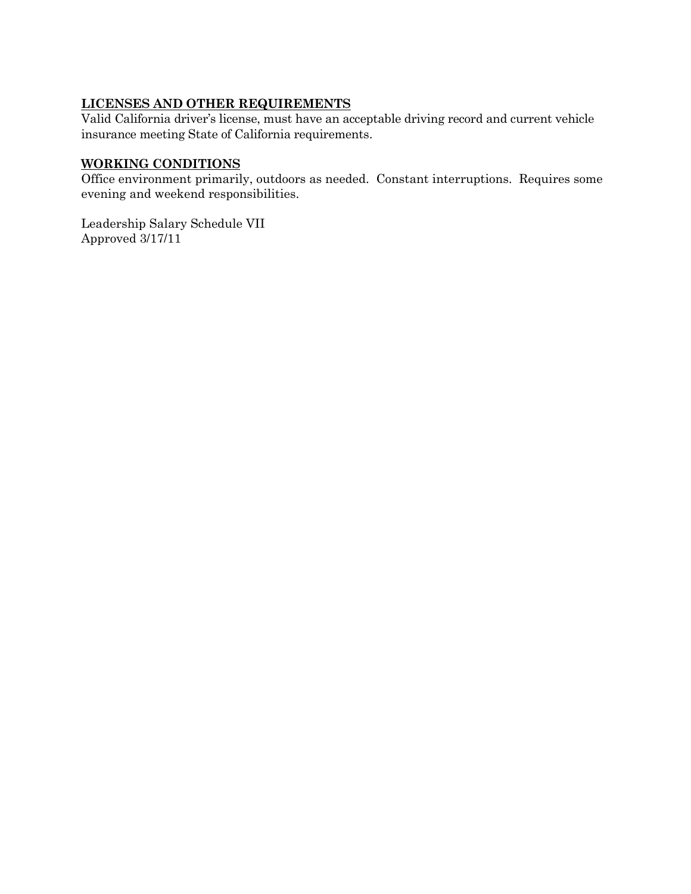## LICENSES AND OTHER REQUIREMENTS

Valid California driver's license, must have an acceptable driving record and current vehicle insurance meeting State of California requirements.

## WORKING CONDITIONS

Office environment primarily, outdoors as needed. Constant interruptions. Requires some evening and weekend responsibilities.

Leadership Salary Schedule VII
Approved 3/17/11